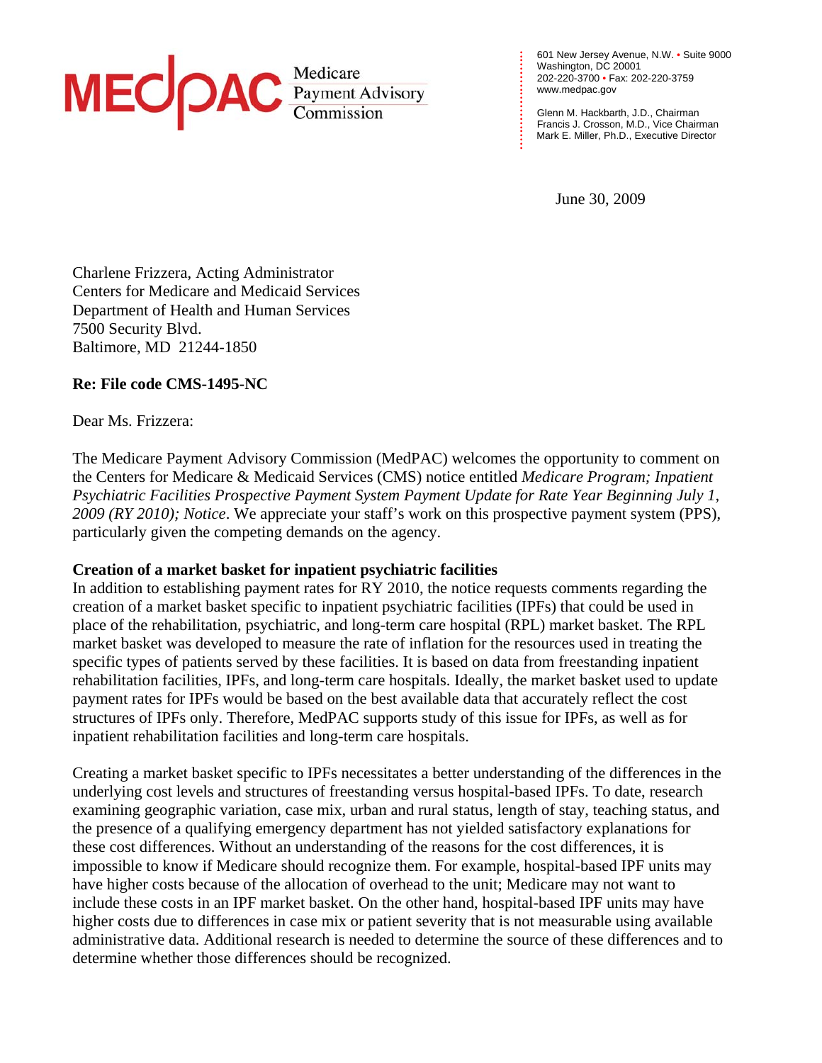**MEDPAC** Medicare Payment Advisory Commission

601 New Jersey Avenue, N.W. • Suite 9000
Washington, DC 20001
202-220-3700 • Fax: 202-220-3759
www.medpac.gov

Glenn M. Hackbarth, J.D., Chairman
Francis J. Crosson, M.D., Vice Chairman
Mark E. Miller, Ph.D., Executive Director

June 30, 2009

Charlene Frizzera, Acting Administrator
Centers for Medicare and Medicaid Services
Department of Health and Human Services
7500 Security Blvd.
Baltimore, MD 21244-1850

**Re: File code CMS-1495-NC**

Dear Ms. Frizzera:

The Medicare Payment Advisory Commission (MedPAC) welcomes the opportunity to comment on the Centers for Medicare & Medicaid Services (CMS) notice entitled *Medicare Program; Inpatient Psychiatric Facilities Prospective Payment System Payment Update for Rate Year Beginning July 1, 2009 (RY 2010); Notice*. We appreciate your staff's work on this prospective payment system (PPS), particularly given the competing demands on the agency.

**Creation of a market basket for inpatient psychiatric facilities**

In addition to establishing payment rates for RY 2010, the notice requests comments regarding the creation of a market basket specific to inpatient psychiatric facilities (IPFs) that could be used in place of the rehabilitation, psychiatric, and long-term care hospital (RPL) market basket. The RPL market basket was developed to measure the rate of inflation for the resources used in treating the specific types of patients served by these facilities. It is based on data from freestanding inpatient rehabilitation facilities, IPFs, and long-term care hospitals. Ideally, the market basket used to update payment rates for IPFs would be based on the best available data that accurately reflect the cost structures of IPFs only. Therefore, MedPAC supports study of this issue for IPFs, as well as for inpatient rehabilitation facilities and long-term care hospitals.

Creating a market basket specific to IPFs necessitates a better understanding of the differences in the underlying cost levels and structures of freestanding versus hospital-based IPFs. To date, research examining geographic variation, case mix, urban and rural status, length of stay, teaching status, and the presence of a qualifying emergency department has not yielded satisfactory explanations for these cost differences. Without an understanding of the reasons for the cost differences, it is impossible to know if Medicare should recognize them. For example, hospital-based IPF units may have higher costs because of the allocation of overhead to the unit; Medicare may not want to include these costs in an IPF market basket. On the other hand, hospital-based IPF units may have higher costs due to differences in case mix or patient severity that is not measurable using available administrative data. Additional research is needed to determine the source of these differences and to determine whether those differences should be recognized.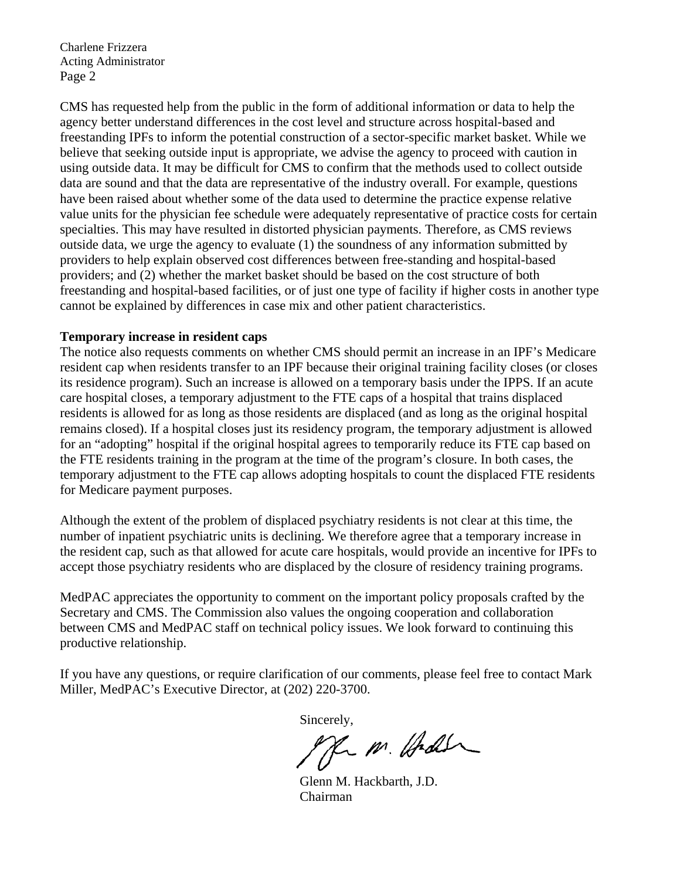CMS has requested help from the public in the form of additional information or data to help the agency better understand differences in the cost level and structure across hospital-based and freestanding IPFs to inform the potential construction of a sector-specific market basket. While we believe that seeking outside input is appropriate, we advise the agency to proceed with caution in using outside data. It may be difficult for CMS to confirm that the methods used to collect outside data are sound and that the data are representative of the industry overall. For example, questions have been raised about whether some of the data used to determine the practice expense relative value units for the physician fee schedule were adequately representative of practice costs for certain specialties. This may have resulted in distorted physician payments. Therefore, as CMS reviews outside data, we urge the agency to evaluate (1) the soundness of any information submitted by providers to help explain observed cost differences between free-standing and hospital-based providers; and (2) whether the market basket should be based on the cost structure of both freestanding and hospital-based facilities, or of just one type of facility if higher costs in another type cannot be explained by differences in case mix and other patient characteristics.

**Temporary increase in resident caps**

The notice also requests comments on whether CMS should permit an increase in an IPF's Medicare resident cap when residents transfer to an IPF because their original training facility closes (or closes its residence program). Such an increase is allowed on a temporary basis under the IPPS. If an acute care hospital closes, a temporary adjustment to the FTE caps of a hospital that trains displaced residents is allowed for as long as those residents are displaced (and as long as the original hospital remains closed). If a hospital closes just its residency program, the temporary adjustment is allowed for an "adopting" hospital if the original hospital agrees to temporarily reduce its FTE cap based on the FTE residents training in the program at the time of the program's closure. In both cases, the temporary adjustment to the FTE cap allows adopting hospitals to count the displaced FTE residents for Medicare payment purposes.

Although the extent of the problem of displaced psychiatry residents is not clear at this time, the number of inpatient psychiatric units is declining. We therefore agree that a temporary increase in the resident cap, such as that allowed for acute care hospitals, would provide an incentive for IPFs to accept those psychiatry residents who are displaced by the closure of residency training programs.

MedPAC appreciates the opportunity to comment on the important policy proposals crafted by the Secretary and CMS. The Commission also values the ongoing cooperation and collaboration between CMS and MedPAC staff on technical policy issues. We look forward to continuing this productive relationship.

If you have any questions, or require clarification of our comments, please feel free to contact Mark Miller, MedPAC's Executive Director, at (202) 220-3700.

Sincerely,

Glenn M. Hackbarth, J.D.
Chairman